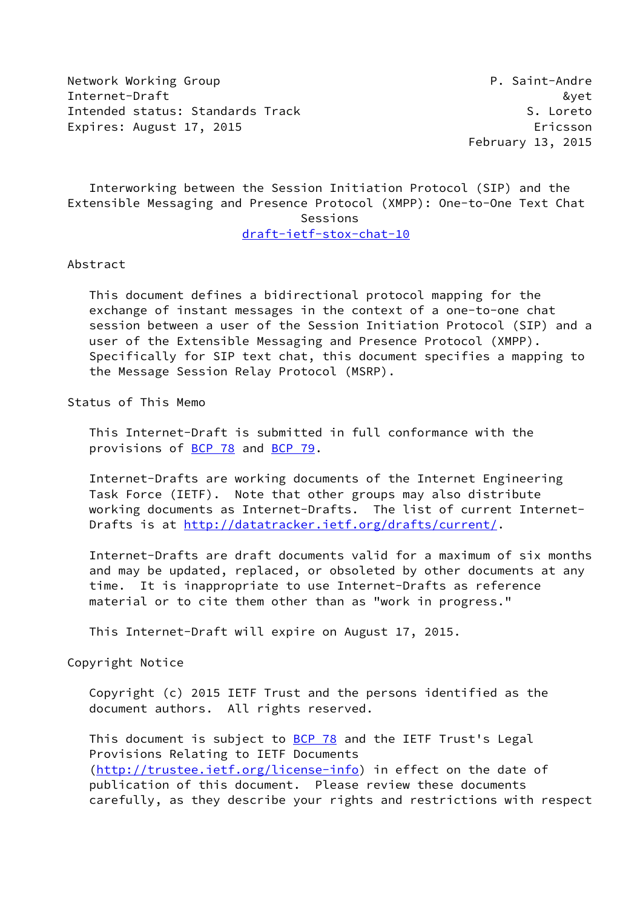Network Working Group P. Saint-Andre
Internet-Draft &yet
Intended status: Standards Track S. Loreto
Expires: August 17, 2015 Ericsson
February 13, 2015

# Interworking between the Session Initiation Protocol (SIP) and the Extensible Messaging and Presence Protocol (XMPP): One-to-One Text Chat Sessions

draft-ietf-stox-chat-10

## Abstract

This document defines a bidirectional protocol mapping for the exchange of instant messages in the context of a one-to-one chat session between a user of the Session Initiation Protocol (SIP) and a user of the Extensible Messaging and Presence Protocol (XMPP). Specifically for SIP text chat, this document specifies a mapping to the Message Session Relay Protocol (MSRP).

## Status of This Memo

This Internet-Draft is submitted in full conformance with the provisions of BCP 78 and BCP 79.

Internet-Drafts are working documents of the Internet Engineering Task Force (IETF). Note that other groups may also distribute working documents as Internet-Drafts. The list of current Internet-Drafts is at http://datatracker.ietf.org/drafts/current/.

Internet-Drafts are draft documents valid for a maximum of six months and may be updated, replaced, or obsoleted by other documents at any time. It is inappropriate to use Internet-Drafts as reference material or to cite them other than as "work in progress."

This Internet-Draft will expire on August 17, 2015.

## Copyright Notice

Copyright (c) 2015 IETF Trust and the persons identified as the document authors. All rights reserved.

This document is subject to BCP 78 and the IETF Trust's Legal Provisions Relating to IETF Documents (http://trustee.ietf.org/license-info) in effect on the date of publication of this document. Please review these documents carefully, as they describe your rights and restrictions with respect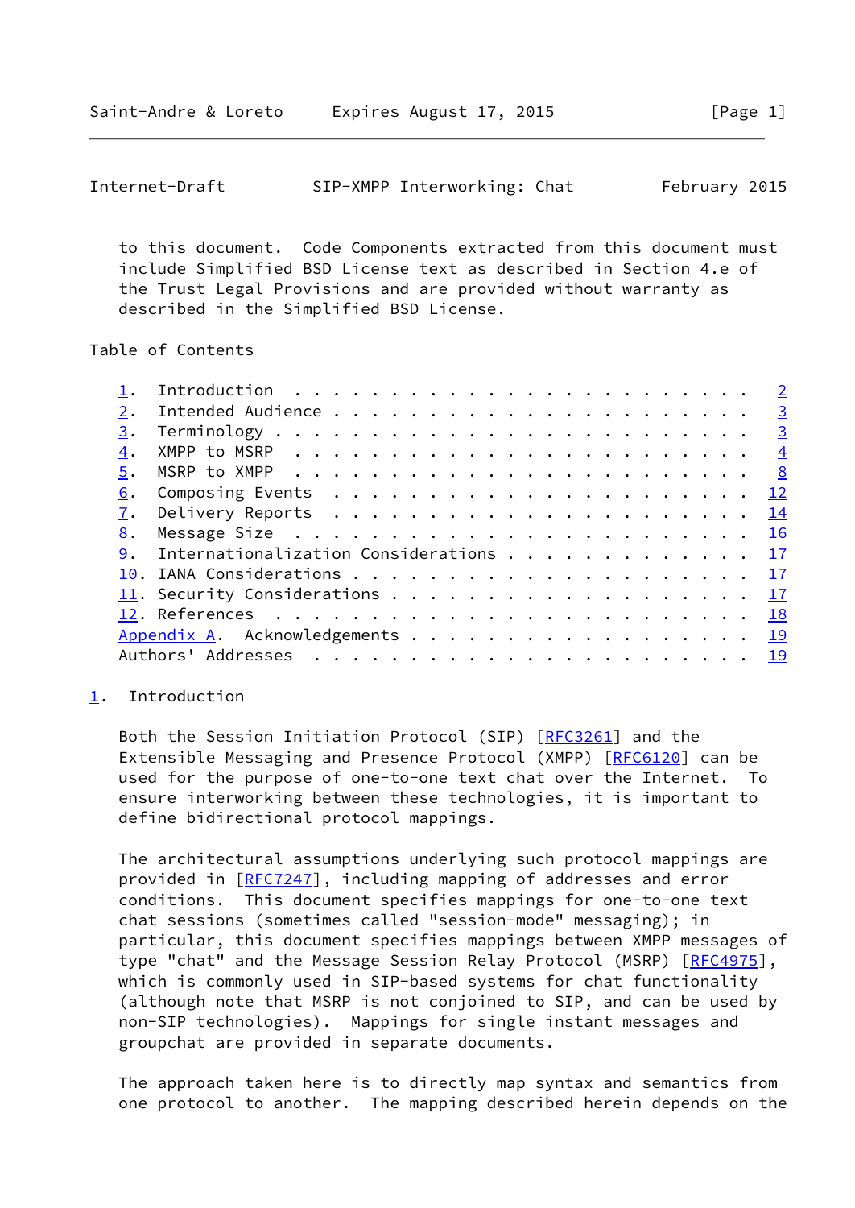to this document. Code Components extracted from this document must include Simplified BSD License text as described in Section 4.e of the Trust Legal Provisions and are provided without warranty as described in the Simplified BSD License.

## Table of Contents

1. Introduction . . . . . . . . . . . . . . . . . . . . . . . . 2
2. Intended Audience . . . . . . . . . . . . . . . . . . . . . . 3
3. Terminology . . . . . . . . . . . . . . . . . . . . . . . . . 3
4. XMPP to MSRP . . . . . . . . . . . . . . . . . . . . . . . . 4
5. MSRP to XMPP . . . . . . . . . . . . . . . . . . . . . . . . 8
6. Composing Events . . . . . . . . . . . . . . . . . . . . . . 12
7. Delivery Reports . . . . . . . . . . . . . . . . . . . . . . 14
8. Message Size . . . . . . . . . . . . . . . . . . . . . . . . 16
9. Internationalization Considerations . . . . . . . . . . . . . 17
10. IANA Considerations . . . . . . . . . . . . . . . . . . . . . 17
11. Security Considerations . . . . . . . . . . . . . . . . . . . 17
12. References . . . . . . . . . . . . . . . . . . . . . . . . . 18

Appendix A. Acknowledgements . . . . . . . . . . . . . . . . . . 19
Authors' Addresses . . . . . . . . . . . . . . . . . . . . . . . 19

## 1. Introduction

Both the Session Initiation Protocol (SIP) [RFC3261] and the Extensible Messaging and Presence Protocol (XMPP) [RFC6120] can be used for the purpose of one-to-one text chat over the Internet. To ensure interworking between these technologies, it is important to define bidirectional protocol mappings.

The architectural assumptions underlying such protocol mappings are provided in [RFC7247], including mapping of addresses and error conditions. This document specifies mappings for one-to-one text chat sessions (sometimes called "session-mode" messaging); in particular, this document specifies mappings between XMPP messages of type "chat" and the Message Session Relay Protocol (MSRP) [RFC4975], which is commonly used in SIP-based systems for chat functionality (although note that MSRP is not conjoined to SIP, and can be used by non-SIP technologies). Mappings for single instant messages and groupchat are provided in separate documents.

The approach taken here is to directly map syntax and semantics from one protocol to another. The mapping described herein depends on the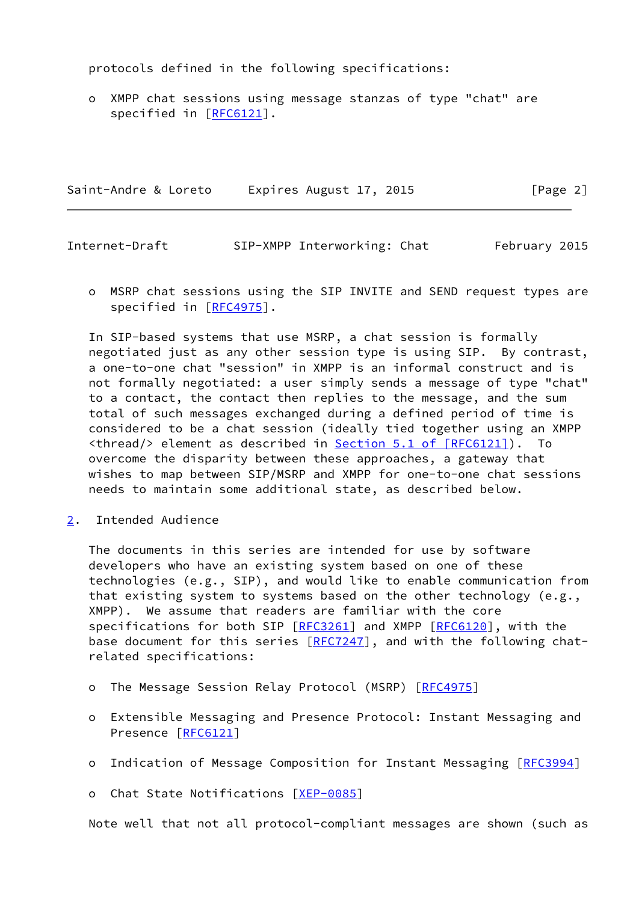protocols defined in the following specifications:

- XMPP chat sessions using message stanzas of type "chat" are specified in [RFC6121].

- MSRP chat sessions using the SIP INVITE and SEND request types are specified in [RFC4975].

In SIP-based systems that use MSRP, a chat session is formally negotiated just as any other session type is using SIP. By contrast, a one-to-one chat "session" in XMPP is an informal construct and is not formally negotiated: a user simply sends a message of type "chat" to a contact, the contact then replies to the message, and the sum total of such messages exchanged during a defined period of time is considered to be a chat session (ideally tied together using an XMPP <thread/> element as described in Section 5.1 of [RFC6121]). To overcome the disparity between these approaches, a gateway that wishes to map between SIP/MSRP and XMPP for one-to-one chat sessions needs to maintain some additional state, as described below.

## 2. Intended Audience

The documents in this series are intended for use by software developers who have an existing system based on one of these technologies (e.g., SIP), and would like to enable communication from that existing system to systems based on the other technology (e.g., XMPP). We assume that readers are familiar with the core specifications for both SIP [RFC3261] and XMPP [RFC6120], with the base document for this series [RFC7247], and with the following chat-related specifications:

- The Message Session Relay Protocol (MSRP) [RFC4975]

- Extensible Messaging and Presence Protocol: Instant Messaging and Presence [RFC6121]

- Indication of Message Composition for Instant Messaging [RFC3994]

- Chat State Notifications [XEP-0085]

Note well that not all protocol-compliant messages are shown (such as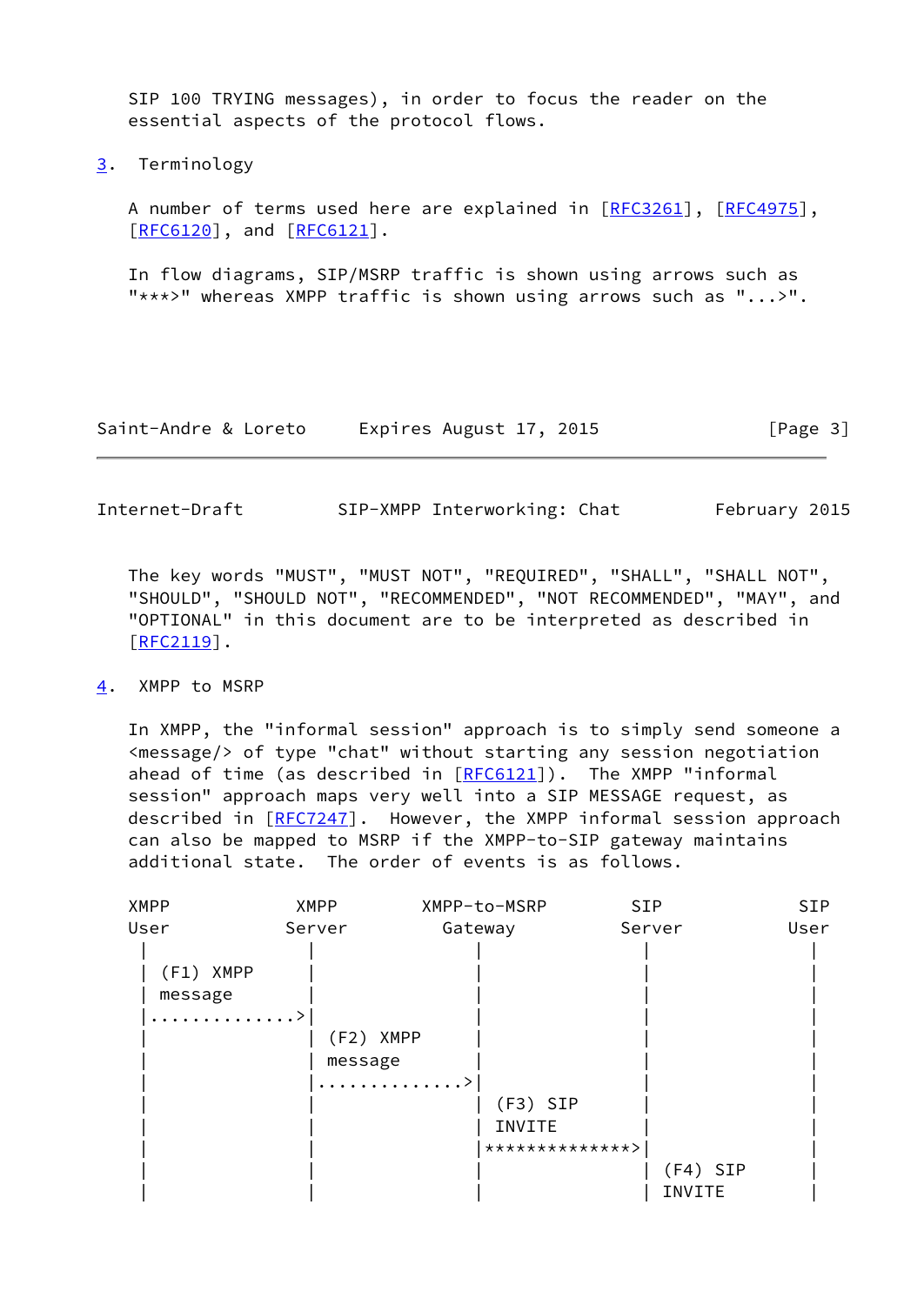SIP 100 TRYING messages), in order to focus the reader on the essential aspects of the protocol flows.

## 3. Terminology

A number of terms used here are explained in [RFC3261], [RFC4975], [RFC6120], and [RFC6121].

In flow diagrams, SIP/MSRP traffic is shown using arrows such as "***>" whereas XMPP traffic is shown using arrows such as "...>".

The key words "MUST", "MUST NOT", "REQUIRED", "SHALL", "SHALL NOT", "SHOULD", "SHOULD NOT", "RECOMMENDED", "NOT RECOMMENDED", "MAY", and "OPTIONAL" in this document are to be interpreted as described in [RFC2119].

## 4. XMPP to MSRP

In XMPP, the "informal session" approach is to simply send someone a <message/> of type "chat" without starting any session negotiation ahead of time (as described in [RFC6121]). The XMPP "informal session" approach maps very well into a SIP MESSAGE request, as described in [RFC7247]. However, the XMPP informal session approach can also be mapped to MSRP if the XMPP-to-SIP gateway maintains additional state. The order of events is as follows.

```
XMPP            XMPP        XMPP-to-MSRP       SIP             SIP
User           Server         Gateway         Server           User
  |               |               |               |               |
  | (F1) XMPP     |               |               |               |
  | message       |               |               |               |
  |..............>|               |               |               |
  |               | (F2) XMPP     |               |               |
  |               | message       |               |               |
  |               |..............>|               |               |
  |               |               | (F3) SIP      |               |
  |               |               | INVITE        |               |
  |               |               |**************>|               |
  |               |               |               | (F4) SIP      |
  |               |               |               | INVITE        |
```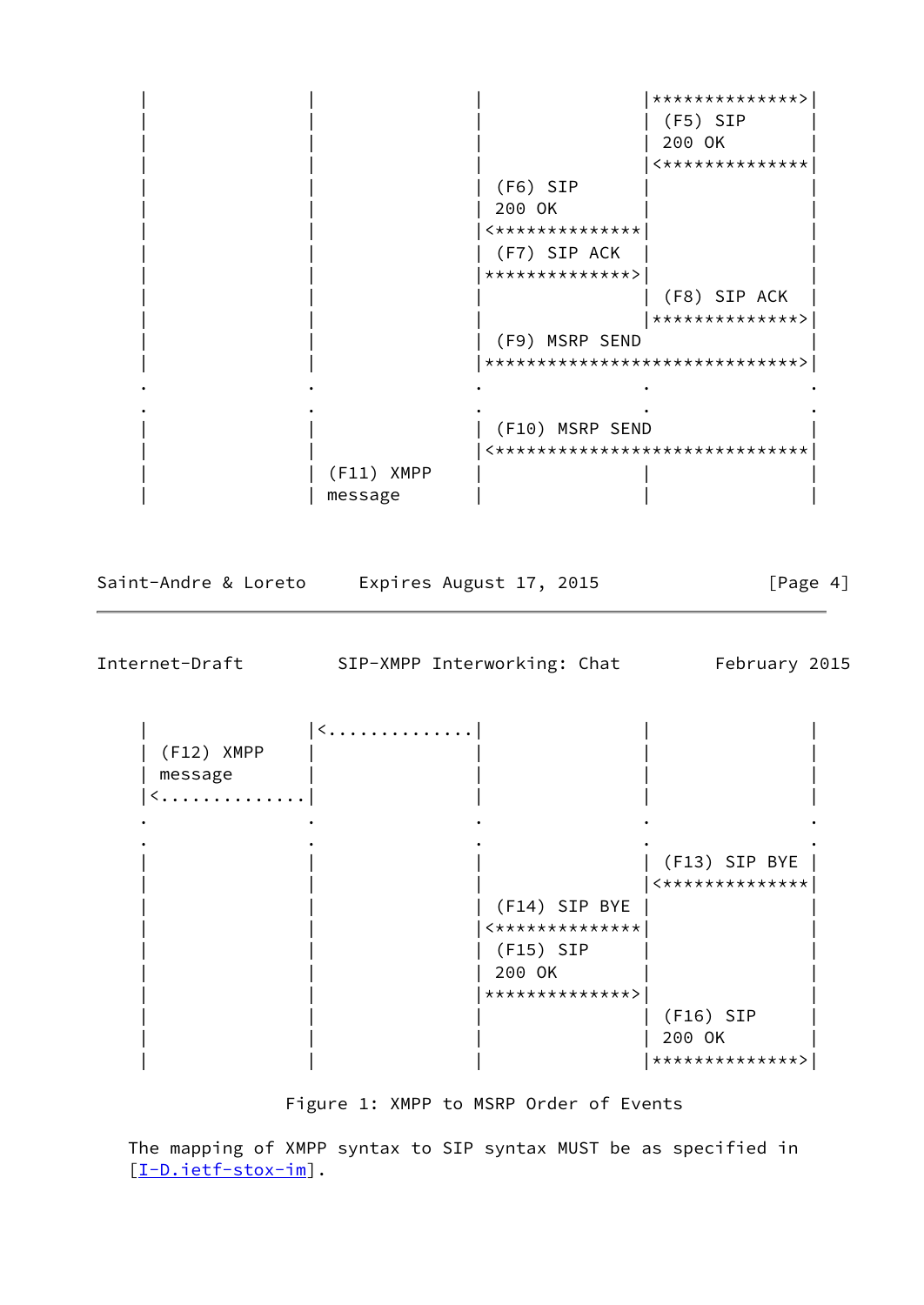```
   |                |                |              |**************>|
   |                |                |              | (F5) SIP      |
   |                |                |              | 200 OK        |
   |                |                |              |<**************|
   |                |                | (F6) SIP     |               |
   |                |                | 200 OK       |               |
   |                |                |<*************|               |
   |                |                | (F7) SIP ACK |               |
   |                |                |*************>|               |
   |                |                |              | (F8) SIP ACK  |
   |                |                |              |*************>|
   |                |                | (F9) MSRP SEND               |
   |                |                |*****************************>|
   .                .                .              .               .
   .                .                .              .               .
   |                |                | (F10) MSRP SEND              |
   |                |                |<*****************************|
   |                | (F11) XMPP     |              |               |
   |                | message        |              |               |
```

```
   |                |<..............|              |               |
   | (F12) XMPP     |                |              |               |
   | message        |                |              |               |
   |<...............|                |              |               |
   .                .                .              .               .
   .                .                .              .               .
   |                |                |              | (F13) SIP BYE |
   |                |                |              |<**************|
   |                |                | (F14) SIP BYE|               |
   |                |                |<*************|               |
   |                |                | (F15) SIP    |               |
   |                |                | 200 OK       |               |
   |                |                |*************>|               |
   |                |                |              | (F16) SIP     |
   |                |                |              | 200 OK        |
   |                |                |              |*************>|
```

Figure 1: XMPP to MSRP Order of Events

The mapping of XMPP syntax to SIP syntax MUST be as specified in [I-D.ietf-stox-im].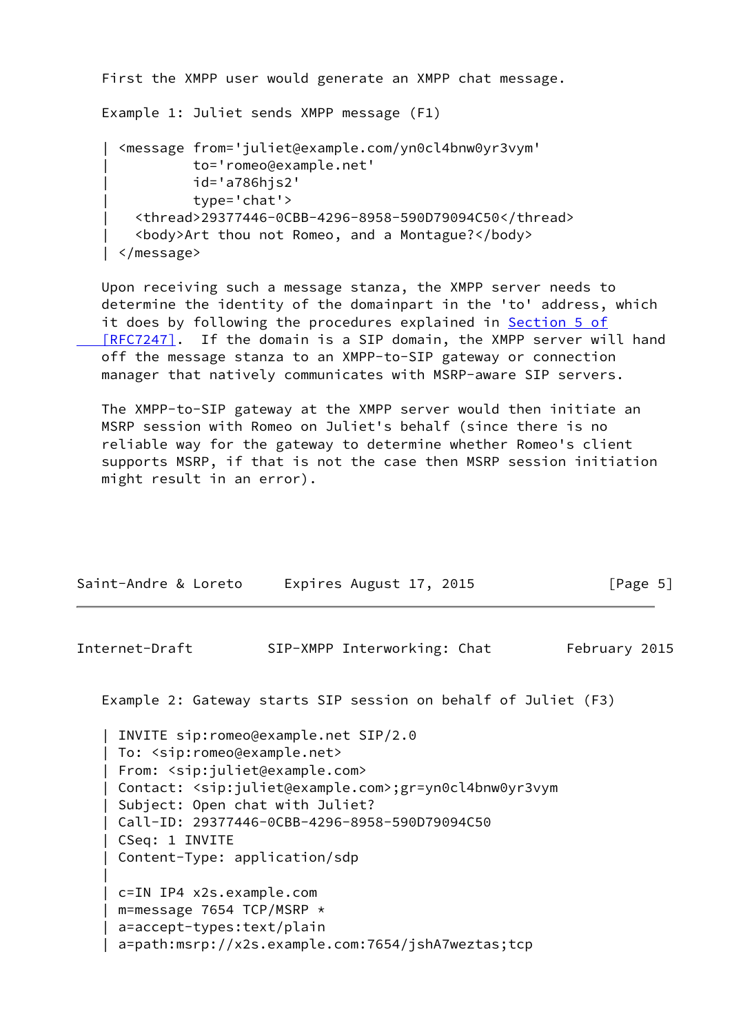First the XMPP user would generate an XMPP chat message.

Example 1: Juliet sends XMPP message (F1)

```
| <message from='juliet@example.com/yn0cl4bnw0yr3vym'
|          to='romeo@example.net'
|          id='a786hjs2'
|          type='chat'>
|   <thread>29377446-0CBB-4296-8958-590D79094C50</thread>
|   <body>Art thou not Romeo, and a Montague?</body>
| </message>
```

Upon receiving such a message stanza, the XMPP server needs to determine the identity of the domainpart in the 'to' address, which it does by following the procedures explained in Section 5 of [RFC7247]. If the domain is a SIP domain, the XMPP server will hand off the message stanza to an XMPP-to-SIP gateway or connection manager that natively communicates with MSRP-aware SIP servers.

The XMPP-to-SIP gateway at the XMPP server would then initiate an MSRP session with Romeo on Juliet's behalf (since there is no reliable way for the gateway to determine whether Romeo's client supports MSRP, if that is not the case then MSRP session initiation might result in an error).

Example 2: Gateway starts SIP session on behalf of Juliet (F3)

```
| INVITE sip:romeo@example.net SIP/2.0
| To: <sip:romeo@example.net>
| From: <sip:juliet@example.com>
| Contact: <sip:juliet@example.com>;gr=yn0cl4bnw0yr3vym
| Subject: Open chat with Juliet?
| Call-ID: 29377446-0CBB-4296-8958-590D79094C50
| CSeq: 1 INVITE
| Content-Type: application/sdp
|
| c=IN IP4 x2s.example.com
| m=message 7654 TCP/MSRP *
| a=accept-types:text/plain
| a=path:msrp://x2s.example.com:7654/jshA7weztas;tcp
```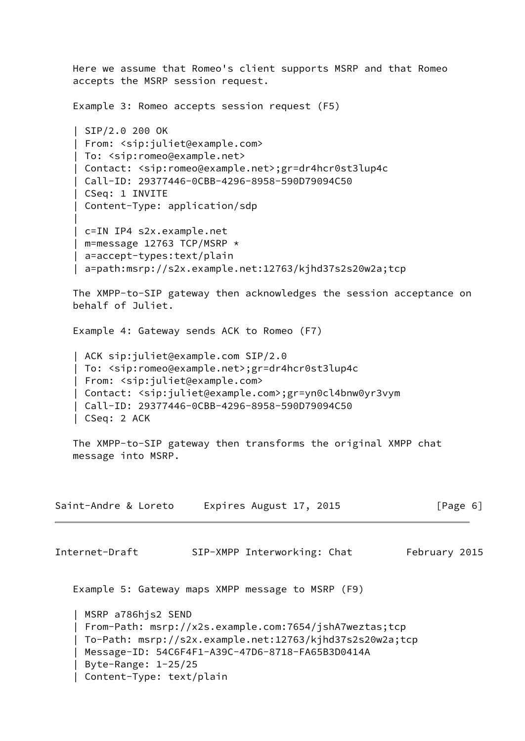Here we assume that Romeo's client supports MSRP and that Romeo accepts the MSRP session request.

Example 3: Romeo accepts session request (F5)

```
| SIP/2.0 200 OK
| From: <sip:juliet@example.com>
| To: <sip:romeo@example.net>
| Contact: <sip:romeo@example.net>;gr=dr4hcr0st3lup4c
| Call-ID: 29377446-0CBB-4296-8958-590D79094C50
| CSeq: 1 INVITE
| Content-Type: application/sdp
|
| c=IN IP4 s2x.example.net
| m=message 12763 TCP/MSRP *
| a=accept-types:text/plain
| a=path:msrp://s2x.example.net:12763/kjhd37s2s20w2a;tcp
```

The XMPP-to-SIP gateway then acknowledges the session acceptance on behalf of Juliet.

Example 4: Gateway sends ACK to Romeo (F7)

```
| ACK sip:juliet@example.com SIP/2.0
| To: <sip:romeo@example.net>;gr=dr4hcr0st3lup4c
| From: <sip:juliet@example.com>
| Contact: <sip:juliet@example.com>;gr=yn0cl4bnw0yr3vym
| Call-ID: 29377446-0CBB-4296-8958-590D79094C50
| CSeq: 2 ACK
```

The XMPP-to-SIP gateway then transforms the original XMPP chat message into MSRP.

Example 5: Gateway maps XMPP message to MSRP (F9)

```
| MSRP a786hjs2 SEND
| From-Path: msrp://x2s.example.com:7654/jshA7weztas;tcp
| To-Path: msrp://s2x.example.net:12763/kjhd37s2s20w2a;tcp
| Message-ID: 54C6F4F1-A39C-47D6-8718-FA65B3D0414A
| Byte-Range: 1-25/25
| Content-Type: text/plain
```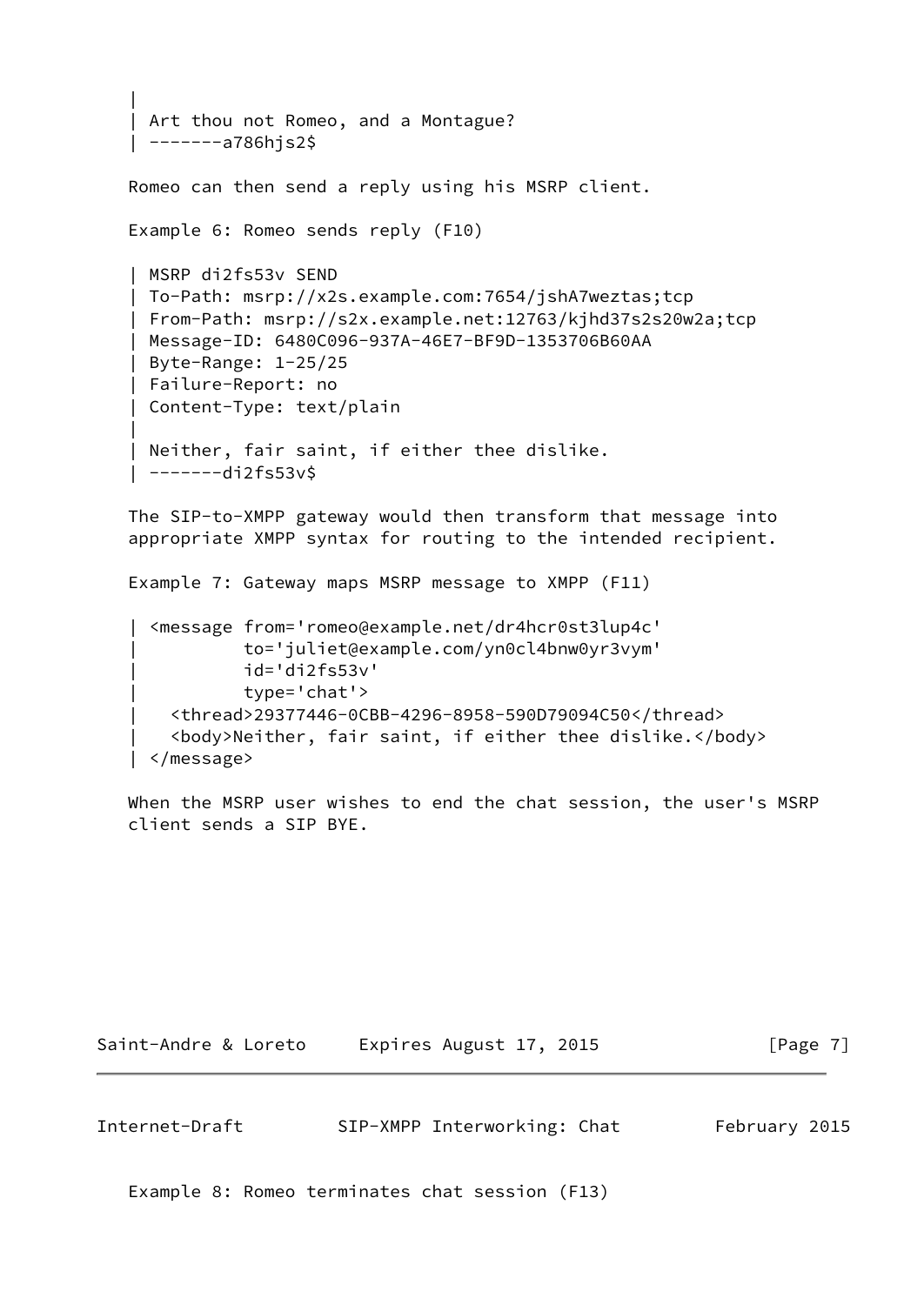```
|
| Art thou not Romeo, and a Montague?
| -------a786hjs2$
```

Romeo can then send a reply using his MSRP client.

Example 6: Romeo sends reply (F10)

```
| MSRP di2fs53v SEND
| To-Path: msrp://x2s.example.com:7654/jshA7weztas;tcp
| From-Path: msrp://s2x.example.net:12763/kjhd37s2s20w2a;tcp
| Message-ID: 6480C096-937A-46E7-BF9D-1353706B60AA
| Byte-Range: 1-25/25
| Failure-Report: no
| Content-Type: text/plain
|
| Neither, fair saint, if either thee dislike.
| -------di2fs53v$
```

The SIP-to-XMPP gateway would then transform that message into appropriate XMPP syntax for routing to the intended recipient.

Example 7: Gateway maps MSRP message to XMPP (F11)

```
| <message from='romeo@example.net/dr4hcr0st3lup4c'
|          to='juliet@example.com/yn0cl4bnw0yr3vym'
|          id='di2fs53v'
|          type='chat'>
|   <thread>29377446-0CBB-4296-8958-590D79094C50</thread>
|   <body>Neither, fair saint, if either thee dislike.</body>
| </message>
```

When the MSRP user wishes to end the chat session, the user's MSRP client sends a SIP BYE.

Example 8: Romeo terminates chat session (F13)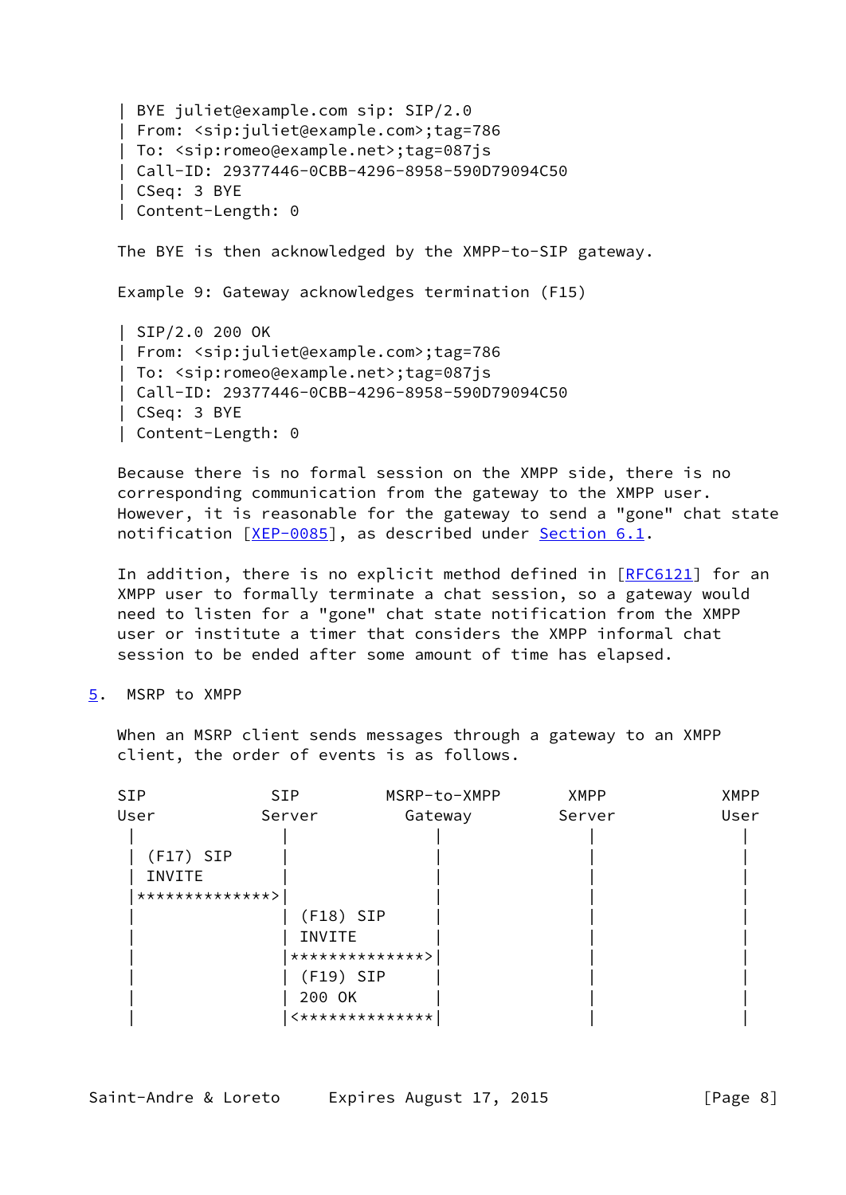```
| BYE juliet@example.com sip: SIP/2.0
| From: <sip:juliet@example.com>;tag=786
| To: <sip:romeo@example.net>;tag=087js
| Call-ID: 29377446-0CBB-4296-8958-590D79094C50
| CSeq: 3 BYE
| Content-Length: 0
```

The BYE is then acknowledged by the XMPP-to-SIP gateway.

Example 9: Gateway acknowledges termination (F15)

```
| SIP/2.0 200 OK
| From: <sip:juliet@example.com>;tag=786
| To: <sip:romeo@example.net>;tag=087js
| Call-ID: 29377446-0CBB-4296-8958-590D79094C50
| CSeq: 3 BYE
| Content-Length: 0
```

Because there is no formal session on the XMPP side, there is no corresponding communication from the gateway to the XMPP user. However, it is reasonable for the gateway to send a "gone" chat state notification [XEP-0085], as described under Section 6.1.

In addition, there is no explicit method defined in [RFC6121] for an XMPP user to formally terminate a chat session, so a gateway would need to listen for a "gone" chat state notification from the XMPP user or institute a timer that considers the XMPP informal chat session to be ended after some amount of time has elapsed.

## 5. MSRP to XMPP

When an MSRP client sends messages through a gateway to an XMPP client, the order of events is as follows.

```
SIP             SIP         MSRP-to-XMPP       XMPP            XMPP
User           Server         Gateway         Server           User
  |               |               |               |               |
  | (F17) SIP     |               |               |               |
  | INVITE        |               |               |               |
  |**************>|               |               |               |
  |               | (F18) SIP     |               |               |
  |               | INVITE        |               |               |
  |               |**************>|               |               |
  |               | (F19) SIP     |               |               |
  |               | 200 OK        |               |               |
  |               |<**************|               |               |
```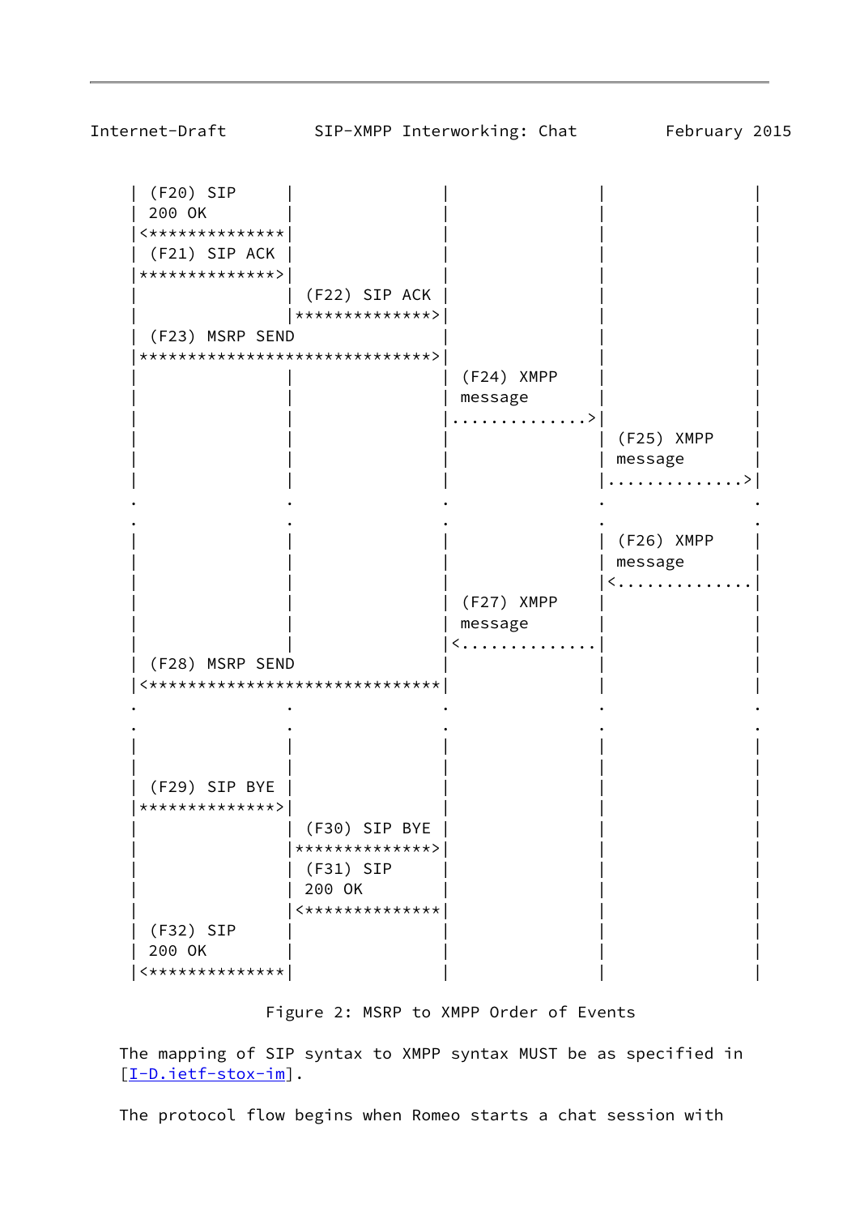```
   | (F20) SIP    |              |              |              |
   | 200 OK       |              |              |              |
   |<*************|              |              |              |
   | (F21) SIP ACK|              |              |              |
   |*************>|              |              |              |
   |              | (F22) SIP ACK|              |              |
   |              |*************>|              |              |
   | (F23) MSRP SEND             |              |              |
   |****************************>|              |              |
   |              |              | (F24) XMPP   |              |
   |              |              | message      |              |
   |              |              |.............>|              |
   |              |              |              | (F25) XMPP   |
   |              |              |              | message      |
   |              |              |              |.............>|
   .              .              .              .              .
   .              .              .              .              .
   |              |              |              | (F26) XMPP   |
   |              |              |              | message      |
   |              |              |              |<.............|
   |              |              | (F27) XMPP   |              |
   |              |              | message      |              |
   |              |              |<.............|              |
   | (F28) MSRP SEND             |              |              |
   |<****************************|              |              |
   .              .              .              .              .
   .              .              .              .              .
   |              |              |              |              |
   |              |              |              |              |
   | (F29) SIP BYE|              |              |              |
   |*************>|              |              |              |
   |              | (F30) SIP BYE|              |              |
   |              |*************>|              |              |
   |              | (F31) SIP    |              |              |
   |              | 200 OK       |              |              |
   |              |<*************|              |              |
   | (F32) SIP    |              |              |              |
   | 200 OK       |              |              |              |
   |<*************|              |              |              |
```

Figure 2: MSRP to XMPP Order of Events

The mapping of SIP syntax to XMPP syntax MUST be as specified in [I-D.ietf-stox-im].

The protocol flow begins when Romeo starts a chat session with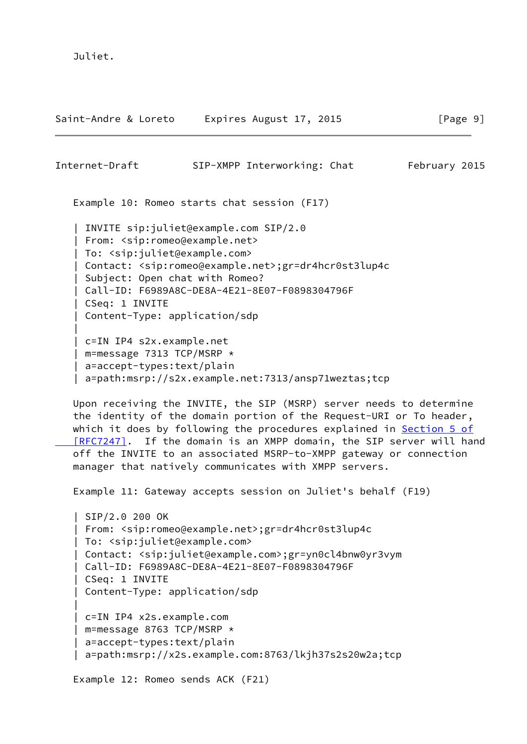Juliet.

Example 10: Romeo starts chat session (F17)

```
| INVITE sip:juliet@example.com SIP/2.0
| From: <sip:romeo@example.net>
| To: <sip:juliet@example.com>
| Contact: <sip:romeo@example.net>;gr=dr4hcr0st3lup4c
| Subject: Open chat with Romeo?
| Call-ID: F6989A8C-DE8A-4E21-8E07-F0898304796F
| CSeq: 1 INVITE
| Content-Type: application/sdp
|
| c=IN IP4 s2x.example.net
| m=message 7313 TCP/MSRP *
| a=accept-types:text/plain
| a=path:msrp://s2x.example.net:7313/ansp71weztas;tcp
```

Upon receiving the INVITE, the SIP (MSRP) server needs to determine the identity of the domain portion of the Request-URI or To header, which it does by following the procedures explained in Section 5 of [RFC7247]. If the domain is an XMPP domain, the SIP server will hand off the INVITE to an associated MSRP-to-XMPP gateway or connection manager that natively communicates with XMPP servers.

Example 11: Gateway accepts session on Juliet's behalf (F19)

```
| SIP/2.0 200 OK
| From: <sip:romeo@example.net>;gr=dr4hcr0st3lup4c
| To: <sip:juliet@example.com>
| Contact: <sip:juliet@example.com>;gr=yn0cl4bnw0yr3vym
| Call-ID: F6989A8C-DE8A-4E21-8E07-F0898304796F
| CSeq: 1 INVITE
| Content-Type: application/sdp
|
| c=IN IP4 x2s.example.com
| m=message 8763 TCP/MSRP *
| a=accept-types:text/plain
| a=path:msrp://x2s.example.com:8763/lkjh37s2s20w2a;tcp
```

Example 12: Romeo sends ACK (F21)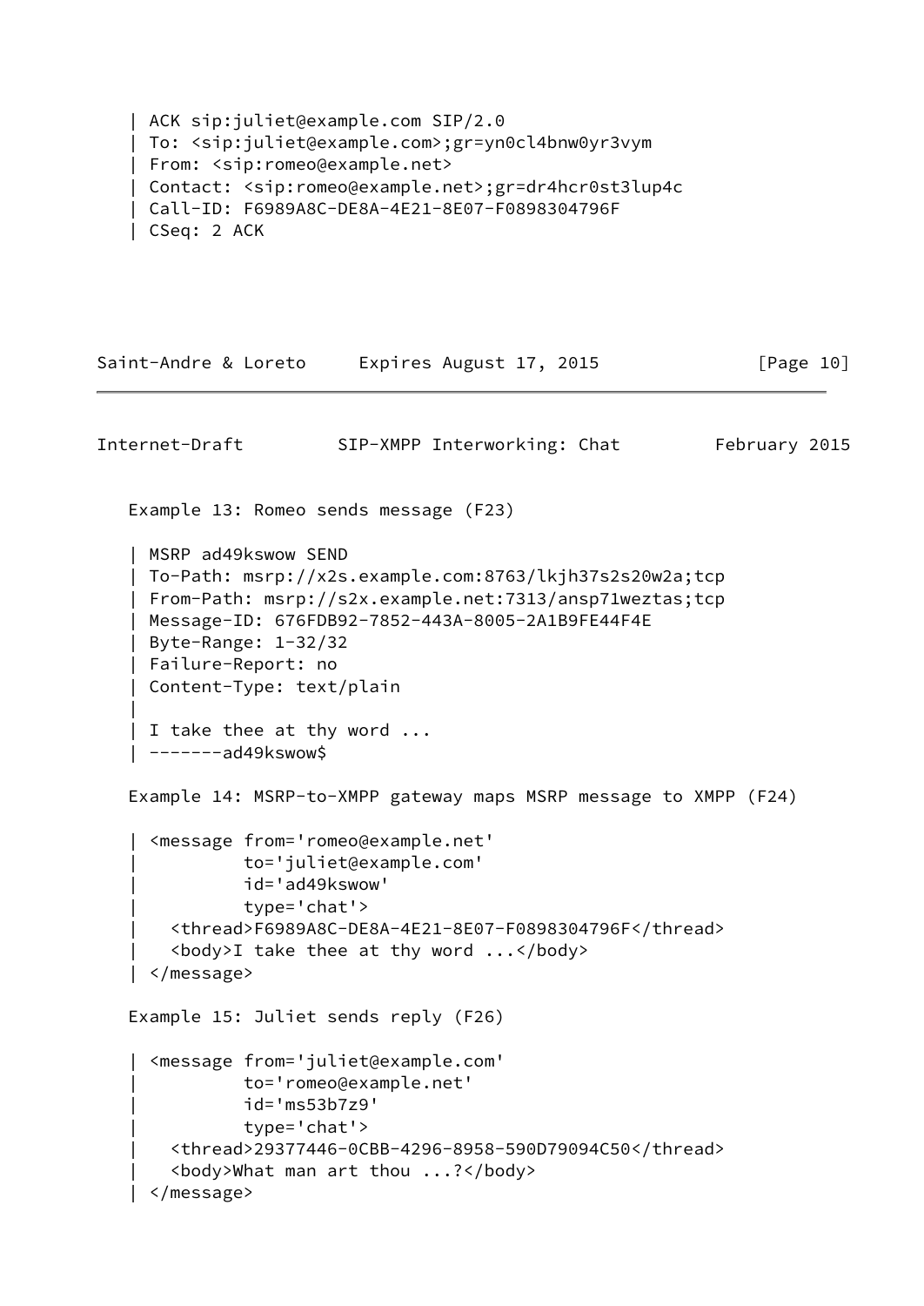```
| ACK sip:juliet@example.com SIP/2.0
| To: <sip:juliet@example.com>;gr=yn0cl4bnw0yr3vym
| From: <sip:romeo@example.net>
| Contact: <sip:romeo@example.net>;gr=dr4hcr0st3lup4c
| Call-ID: F6989A8C-DE8A-4E21-8E07-F0898304796F
| CSeq: 2 ACK
```

Example 13: Romeo sends message (F23)

```
| MSRP ad49kswow SEND
| To-Path: msrp://x2s.example.com:8763/lkjh37s2s20w2a;tcp
| From-Path: msrp://s2x.example.net:7313/ansp71weztas;tcp
| Message-ID: 676FDB92-7852-443A-8005-2A1B9FE44F4E
| Byte-Range: 1-32/32
| Failure-Report: no
| Content-Type: text/plain
|
| I take thee at thy word ...
| -------ad49kswow$
```

Example 14: MSRP-to-XMPP gateway maps MSRP message to XMPP (F24)

```
| <message from='romeo@example.net'
|          to='juliet@example.com'
|          id='ad49kswow'
|          type='chat'>
|   <thread>F6989A8C-DE8A-4E21-8E07-F0898304796F</thread>
|   <body>I take thee at thy word ...</body>
| </message>
```

Example 15: Juliet sends reply (F26)

```
| <message from='juliet@example.com'
|          to='romeo@example.net'
|          id='ms53b7z9'
|          type='chat'>
|   <thread>29377446-0CBB-4296-8958-590D79094C50</thread>
|   <body>What man art thou ...?</body>
| </message>
```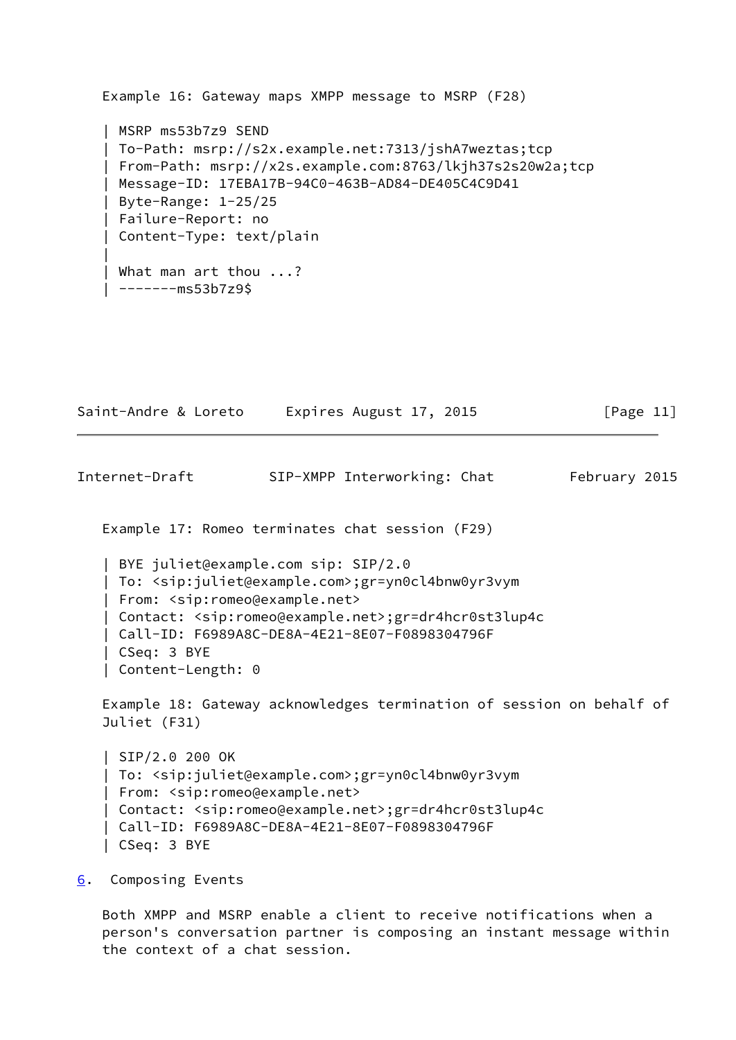Example 16: Gateway maps XMPP message to MSRP (F28)

```
| MSRP ms53b7z9 SEND
| To-Path: msrp://s2x.example.net:7313/jshA7weztas;tcp
| From-Path: msrp://x2s.example.com:8763/lkjh37s2s20w2a;tcp
| Message-ID: 17EBA17B-94C0-463B-AD84-DE405C4C9D41
| Byte-Range: 1-25/25
| Failure-Report: no
| Content-Type: text/plain
|
| What man art thou ...?
| -------ms53b7z9$
```

Example 17: Romeo terminates chat session (F29)

```
| BYE juliet@example.com sip: SIP/2.0
| To: <sip:juliet@example.com>;gr=yn0cl4bnw0yr3vym
| From: <sip:romeo@example.net>
| Contact: <sip:romeo@example.net>;gr=dr4hcr0st3lup4c
| Call-ID: F6989A8C-DE8A-4E21-8E07-F0898304796F
| CSeq: 3 BYE
| Content-Length: 0
```

Example 18: Gateway acknowledges termination of session on behalf of Juliet (F31)

```
| SIP/2.0 200 OK
| To: <sip:juliet@example.com>;gr=yn0cl4bnw0yr3vym
| From: <sip:romeo@example.net>
| Contact: <sip:romeo@example.net>;gr=dr4hcr0st3lup4c
| Call-ID: F6989A8C-DE8A-4E21-8E07-F0898304796F
| CSeq: 3 BYE
```

## 6. Composing Events

Both XMPP and MSRP enable a client to receive notifications when a person's conversation partner is composing an instant message within the context of a chat session.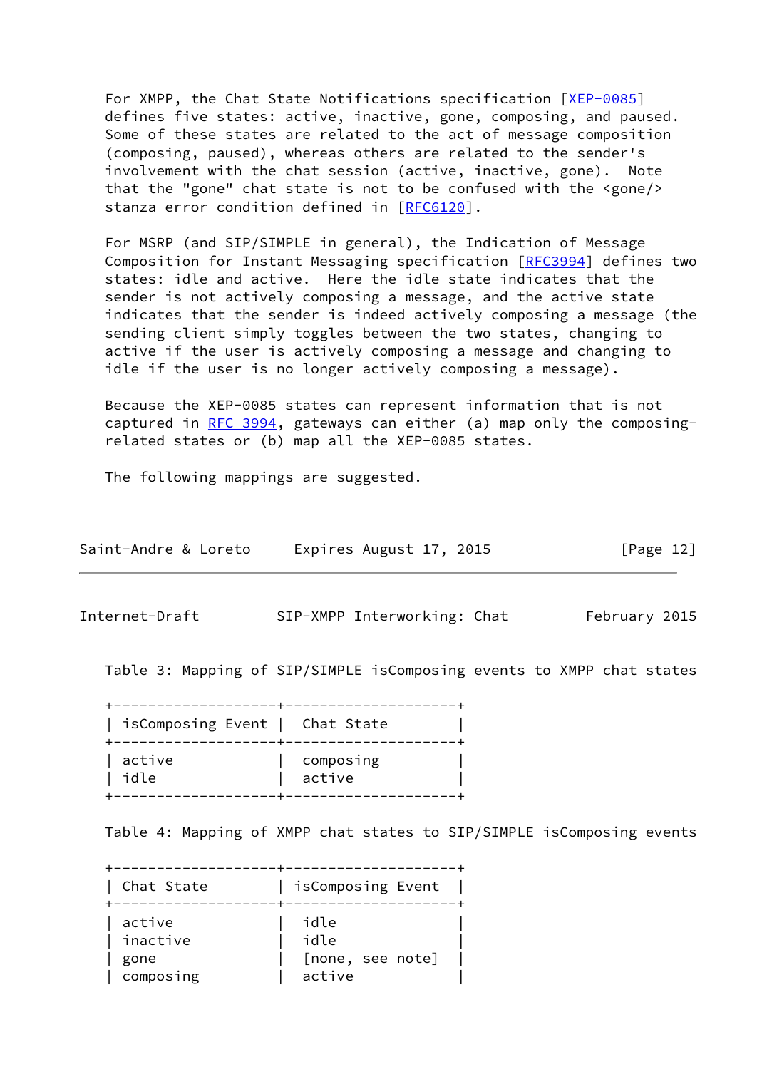For XMPP, the Chat State Notifications specification [XEP-0085] defines five states: active, inactive, gone, composing, and paused. Some of these states are related to the act of message composition (composing, paused), whereas others are related to the sender's involvement with the chat session (active, inactive, gone). Note that the "gone" chat state is not to be confused with the <gone/> stanza error condition defined in [RFC6120].

For MSRP (and SIP/SIMPLE in general), the Indication of Message Composition for Instant Messaging specification [RFC3994] defines two states: idle and active. Here the idle state indicates that the sender is not actively composing a message, and the active state indicates that the sender is indeed actively composing a message (the sending client simply toggles between the two states, changing to active if the user is actively composing a message and changing to idle if the user is no longer actively composing a message).

Because the XEP-0085 states can represent information that is not captured in RFC 3994, gateways can either (a) map only the composing-related states or (b) map all the XEP-0085 states.

The following mappings are suggested.

Table 3: Mapping of SIP/SIMPLE isComposing events to XMPP chat states

| isComposing Event | Chat State |
|---|---|
| active | composing |
| idle | active |

Table 4: Mapping of XMPP chat states to SIP/SIMPLE isComposing events

| Chat State | isComposing Event |
|---|---|
| active | idle |
| inactive | idle |
| gone | [none, see note] |
| composing | active |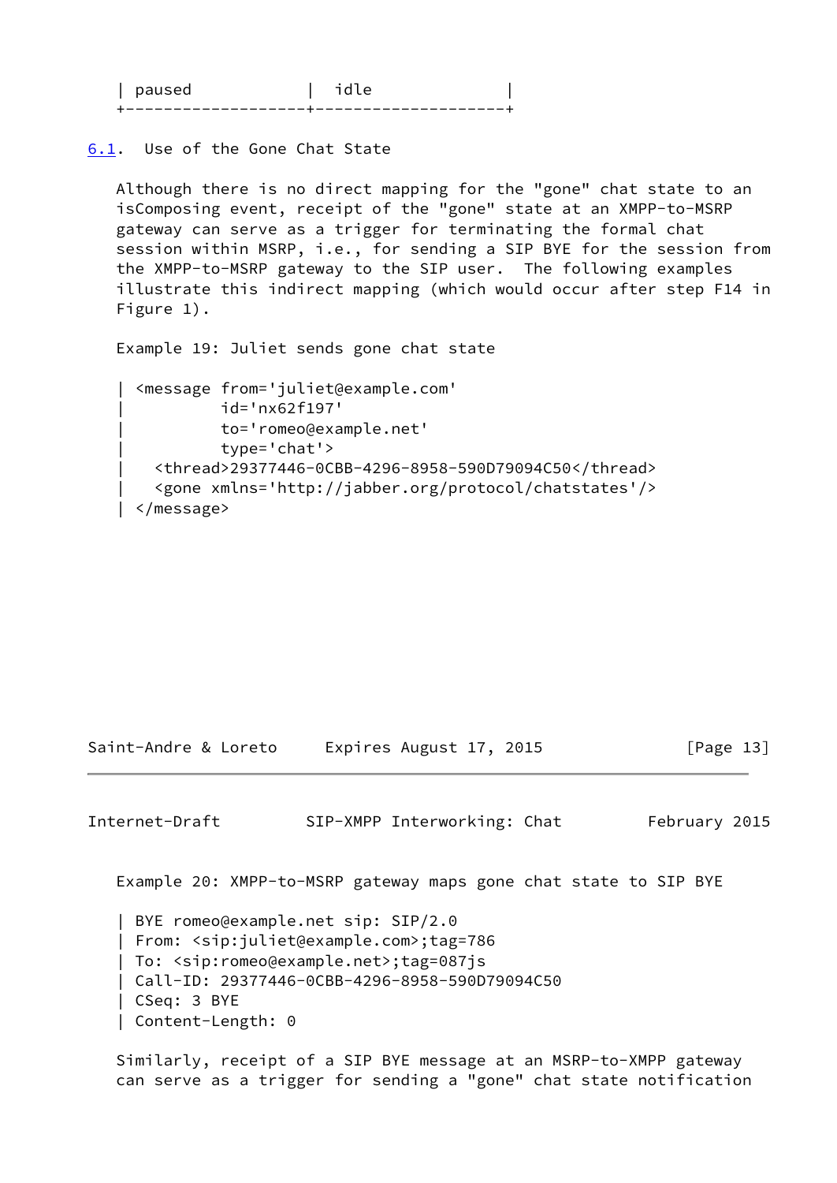| paused | idle |
| --- | --- |

### 6.1. Use of the Gone Chat State

Although there is no direct mapping for the "gone" chat state to an isComposing event, receipt of the "gone" state at an XMPP-to-MSRP gateway can serve as a trigger for terminating the formal chat session within MSRP, i.e., for sending a SIP BYE for the session from the XMPP-to-MSRP gateway to the SIP user. The following examples illustrate this indirect mapping (which would occur after step F14 in Figure 1).

Example 19: Juliet sends gone chat state

```
| <message from='juliet@example.com'
|          id='nx62f197'
|          to='romeo@example.net'
|          type='chat'>
|   <thread>29377446-0CBB-4296-8958-590D79094C50</thread>
|   <gone xmlns='http://jabber.org/protocol/chatstates'/>
| </message>
```

Example 20: XMPP-to-MSRP gateway maps gone chat state to SIP BYE

```
| BYE romeo@example.net sip: SIP/2.0
| From: <sip:juliet@example.com>;tag=786
| To: <sip:romeo@example.net>;tag=087js
| Call-ID: 29377446-0CBB-4296-8958-590D79094C50
| CSeq: 3 BYE
| Content-Length: 0
```

Similarly, receipt of a SIP BYE message at an MSRP-to-XMPP gateway can serve as a trigger for sending a "gone" chat state notification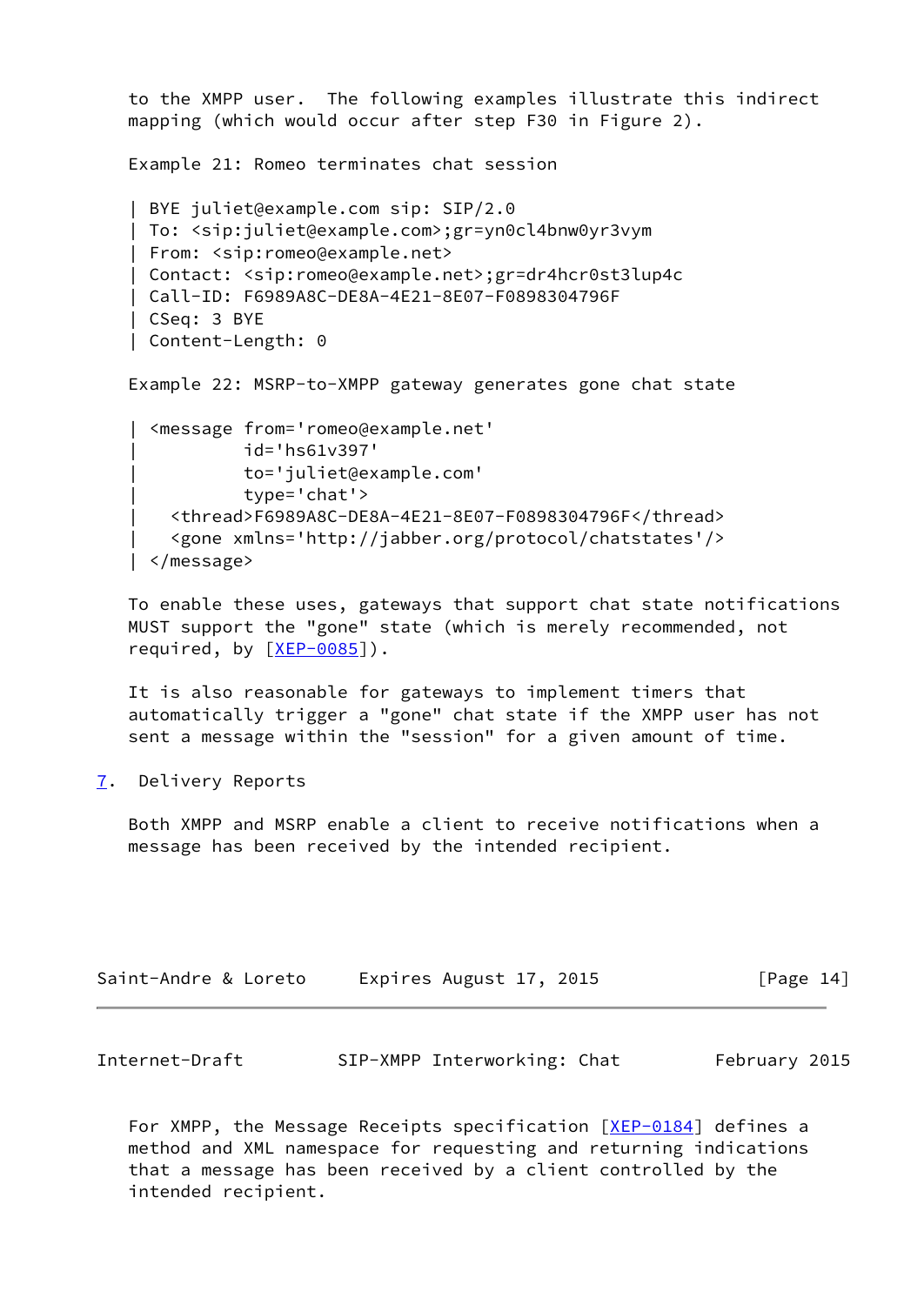to the XMPP user. The following examples illustrate this indirect mapping (which would occur after step F30 in Figure 2).

Example 21: Romeo terminates chat session

```
| BYE juliet@example.com sip: SIP/2.0
| To: <sip:juliet@example.com>;gr=yn0cl4bnw0yr3vym
| From: <sip:romeo@example.net>
| Contact: <sip:romeo@example.net>;gr=dr4hcr0st3lup4c
| Call-ID: F6989A8C-DE8A-4E21-8E07-F0898304796F
| CSeq: 3 BYE
| Content-Length: 0
```

Example 22: MSRP-to-XMPP gateway generates gone chat state

```
| <message from='romeo@example.net'
|          id='hs61v397'
|          to='juliet@example.com'
|          type='chat'>
|   <thread>F6989A8C-DE8A-4E21-8E07-F0898304796F</thread>
|   <gone xmlns='http://jabber.org/protocol/chatstates'/>
| </message>
```

To enable these uses, gateways that support chat state notifications MUST support the "gone" state (which is merely recommended, not required, by [XEP-0085]).

It is also reasonable for gateways to implement timers that automatically trigger a "gone" chat state if the XMPP user has not sent a message within the "session" for a given amount of time.

## 7. Delivery Reports

Both XMPP and MSRP enable a client to receive notifications when a message has been received by the intended recipient.

For XMPP, the Message Receipts specification [XEP-0184] defines a method and XML namespace for requesting and returning indications that a message has been received by a client controlled by the intended recipient.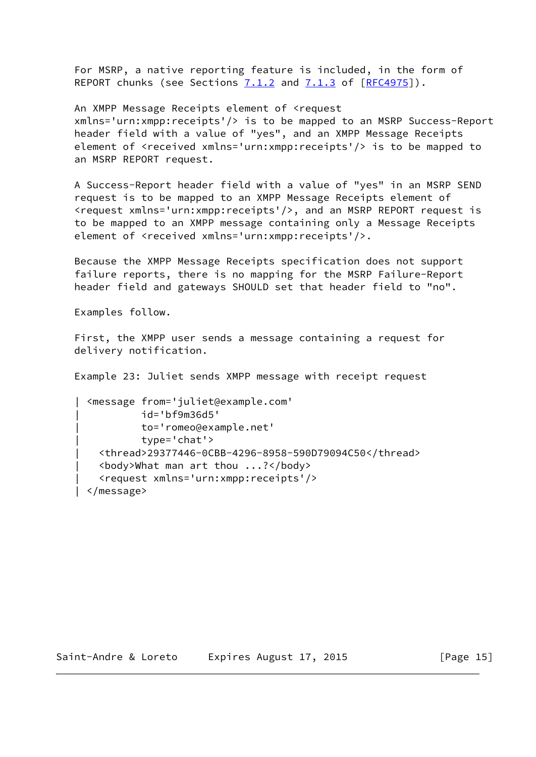For MSRP, a native reporting feature is included, in the form of REPORT chunks (see Sections 7.1.2 and 7.1.3 of [RFC4975]).

An XMPP Message Receipts element of <request xmlns='urn:xmpp:receipts'/> is to be mapped to an MSRP Success-Report header field with a value of "yes", and an XMPP Message Receipts element of <received xmlns='urn:xmpp:receipts'/> is to be mapped to an MSRP REPORT request.

A Success-Report header field with a value of "yes" in an MSRP SEND request is to be mapped to an XMPP Message Receipts element of <request xmlns='urn:xmpp:receipts'/>, and an MSRP REPORT request is to be mapped to an XMPP message containing only a Message Receipts element of <received xmlns='urn:xmpp:receipts'/>.

Because the XMPP Message Receipts specification does not support failure reports, there is no mapping for the MSRP Failure-Report header field and gateways SHOULD set that header field to "no".

Examples follow.

First, the XMPP user sends a message containing a request for delivery notification.

Example 23: Juliet sends XMPP message with receipt request

```
| <message from='juliet@example.com'
|          id='bf9m36d5'
|          to='romeo@example.net'
|          type='chat'>
|   <thread>29377446-0CBB-4296-8958-590D79094C50</thread>
|   <body>What man art thou ...?</body>
|   <request xmlns='urn:xmpp:receipts'/>
| </message>
```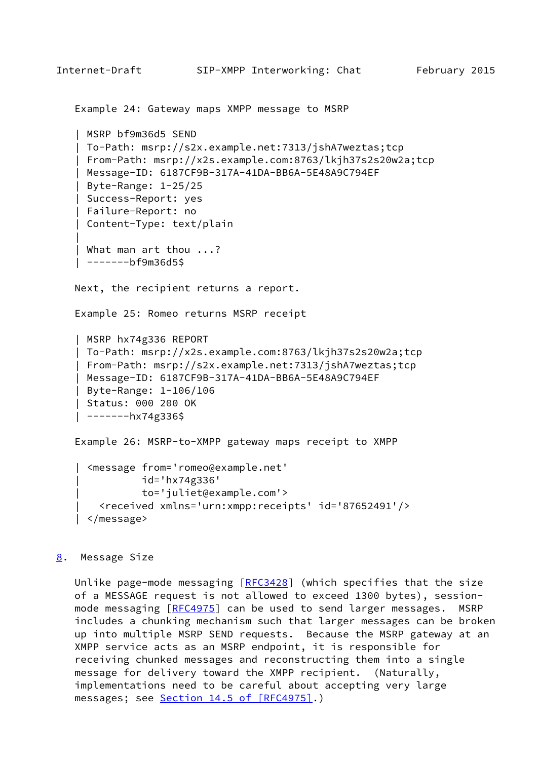Example 24: Gateway maps XMPP message to MSRP

```
| MSRP bf9m36d5 SEND
| To-Path: msrp://s2x.example.net:7313/jshA7weztas;tcp
| From-Path: msrp://x2s.example.com:8763/lkjh37s2s20w2a;tcp
| Message-ID: 6187CF9B-317A-41DA-BB6A-5E48A9C794EF
| Byte-Range: 1-25/25
| Success-Report: yes
| Failure-Report: no
| Content-Type: text/plain
|
| What man art thou ...?
| -------bf9m36d5$
```

Next, the recipient returns a report.

Example 25: Romeo returns MSRP receipt

```
| MSRP hx74g336 REPORT
| To-Path: msrp://x2s.example.com:8763/lkjh37s2s20w2a;tcp
| From-Path: msrp://s2x.example.net:7313/jshA7weztas;tcp
| Message-ID: 6187CF9B-317A-41DA-BB6A-5E48A9C794EF
| Byte-Range: 1-106/106
| Status: 000 200 OK
| -------hx74g336$
```

Example 26: MSRP-to-XMPP gateway maps receipt to XMPP

```
| <message from='romeo@example.net'
|          id='hx74g336'
|          to='juliet@example.com'>
|   <received xmlns='urn:xmpp:receipts' id='87652491'/>
| </message>
```

## 8. Message Size

Unlike page-mode messaging [RFC3428] (which specifies that the size of a MESSAGE request is not allowed to exceed 1300 bytes), session-mode messaging [RFC4975] can be used to send larger messages. MSRP includes a chunking mechanism such that larger messages can be broken up into multiple MSRP SEND requests. Because the MSRP gateway at an XMPP service acts as an MSRP endpoint, it is responsible for receiving chunked messages and reconstructing them into a single message for delivery toward the XMPP recipient. (Naturally, implementations need to be careful about accepting very large messages; see Section 14.5 of [RFC4975].)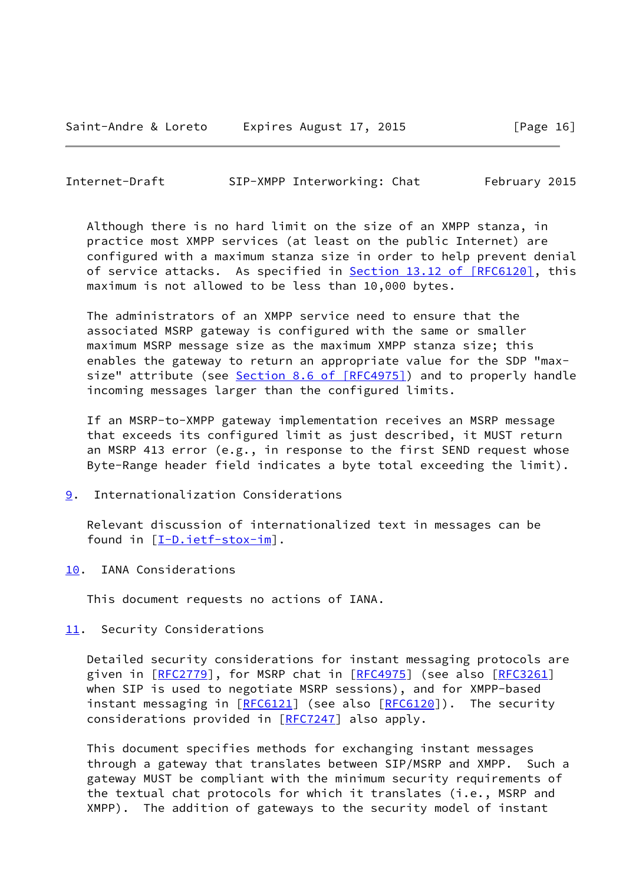Although there is no hard limit on the size of an XMPP stanza, in practice most XMPP services (at least on the public Internet) are configured with a maximum stanza size in order to help prevent denial of service attacks. As specified in Section 13.12 of [RFC6120], this maximum is not allowed to be less than 10,000 bytes.

The administrators of an XMPP service need to ensure that the associated MSRP gateway is configured with the same or smaller maximum MSRP message size as the maximum XMPP stanza size; this enables the gateway to return an appropriate value for the SDP "max-size" attribute (see Section 8.6 of [RFC4975]) and to properly handle incoming messages larger than the configured limits.

If an MSRP-to-XMPP gateway implementation receives an MSRP message that exceeds its configured limit as just described, it MUST return an MSRP 413 error (e.g., in response to the first SEND request whose Byte-Range header field indicates a byte total exceeding the limit).

## 9. Internationalization Considerations

Relevant discussion of internationalized text in messages can be found in [I-D.ietf-stox-im].

## 10. IANA Considerations

This document requests no actions of IANA.

## 11. Security Considerations

Detailed security considerations for instant messaging protocols are given in [RFC2779], for MSRP chat in [RFC4975] (see also [RFC3261] when SIP is used to negotiate MSRP sessions), and for XMPP-based instant messaging in [RFC6121] (see also [RFC6120]). The security considerations provided in [RFC7247] also apply.

This document specifies methods for exchanging instant messages through a gateway that translates between SIP/MSRP and XMPP. Such a gateway MUST be compliant with the minimum security requirements of the textual chat protocols for which it translates (i.e., MSRP and XMPP). The addition of gateways to the security model of instant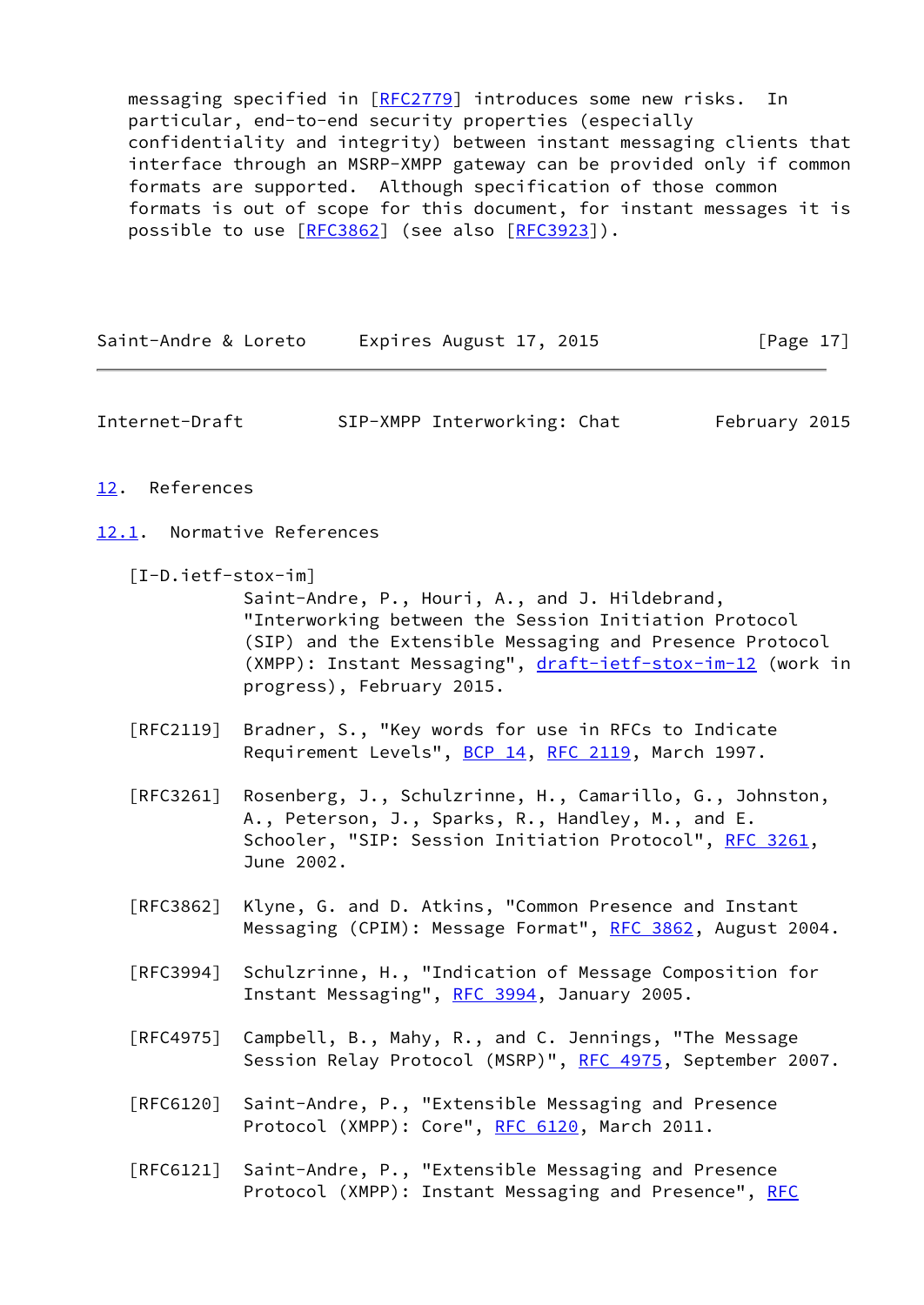messaging specified in [RFC2779] introduces some new risks. In particular, end-to-end security properties (especially confidentiality and integrity) between instant messaging clients that interface through an MSRP-XMPP gateway can be provided only if common formats are supported. Although specification of those common formats is out of scope for this document, for instant messages it is possible to use [RFC3862] (see also [RFC3923]).

## 12. References

### 12.1. Normative References

[I-D.ietf-stox-im]
Saint-Andre, P., Houri, A., and J. Hildebrand, "Interworking between the Session Initiation Protocol (SIP) and the Extensible Messaging and Presence Protocol (XMPP): Instant Messaging", draft-ietf-stox-im-12 (work in progress), February 2015.

[RFC2119] Bradner, S., "Key words for use in RFCs to Indicate Requirement Levels", BCP 14, RFC 2119, March 1997.

[RFC3261] Rosenberg, J., Schulzrinne, H., Camarillo, G., Johnston, A., Peterson, J., Sparks, R., Handley, M., and E. Schooler, "SIP: Session Initiation Protocol", RFC 3261, June 2002.

[RFC3862] Klyne, G. and D. Atkins, "Common Presence and Instant Messaging (CPIM): Message Format", RFC 3862, August 2004.

[RFC3994] Schulzrinne, H., "Indication of Message Composition for Instant Messaging", RFC 3994, January 2005.

[RFC4975] Campbell, B., Mahy, R., and C. Jennings, "The Message Session Relay Protocol (MSRP)", RFC 4975, September 2007.

[RFC6120] Saint-Andre, P., "Extensible Messaging and Presence Protocol (XMPP): Core", RFC 6120, March 2011.

[RFC6121] Saint-Andre, P., "Extensible Messaging and Presence Protocol (XMPP): Instant Messaging and Presence", RFC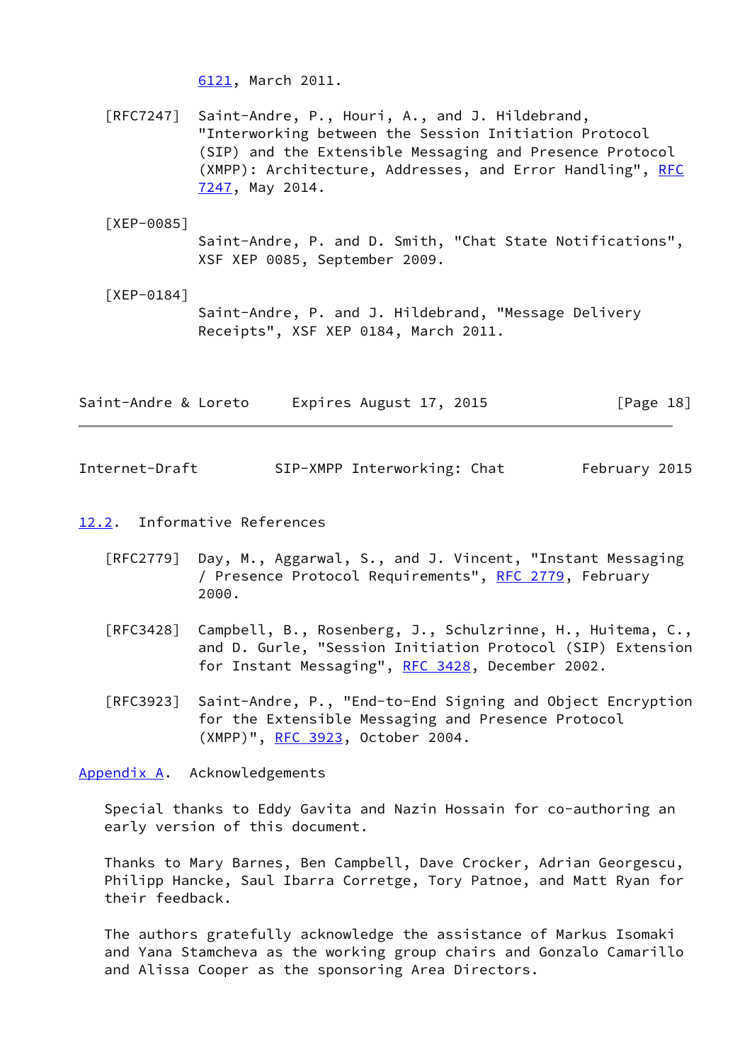6121, March 2011.

[RFC7247] Saint-Andre, P., Houri, A., and J. Hildebrand, "Interworking between the Session Initiation Protocol (SIP) and the Extensible Messaging and Presence Protocol (XMPP): Architecture, Addresses, and Error Handling", RFC 7247, May 2014.

[XEP-0085] Saint-Andre, P. and D. Smith, "Chat State Notifications", XSF XEP 0085, September 2009.

[XEP-0184] Saint-Andre, P. and J. Hildebrand, "Message Delivery Receipts", XSF XEP 0184, March 2011.

### 12.2. Informative References

[RFC2779] Day, M., Aggarwal, S., and J. Vincent, "Instant Messaging / Presence Protocol Requirements", RFC 2779, February 2000.

[RFC3428] Campbell, B., Rosenberg, J., Schulzrinne, H., Huitema, C., and D. Gurle, "Session Initiation Protocol (SIP) Extension for Instant Messaging", RFC 3428, December 2002.

[RFC3923] Saint-Andre, P., "End-to-End Signing and Object Encryption for the Extensible Messaging and Presence Protocol (XMPP)", RFC 3923, October 2004.

## Appendix A. Acknowledgements

Special thanks to Eddy Gavita and Nazin Hossain for co-authoring an early version of this document.

Thanks to Mary Barnes, Ben Campbell, Dave Crocker, Adrian Georgescu, Philipp Hancke, Saul Ibarra Corretge, Tory Patnoe, and Matt Ryan for their feedback.

The authors gratefully acknowledge the assistance of Markus Isomaki and Yana Stamcheva as the working group chairs and Gonzalo Camarillo and Alissa Cooper as the sponsoring Area Directors.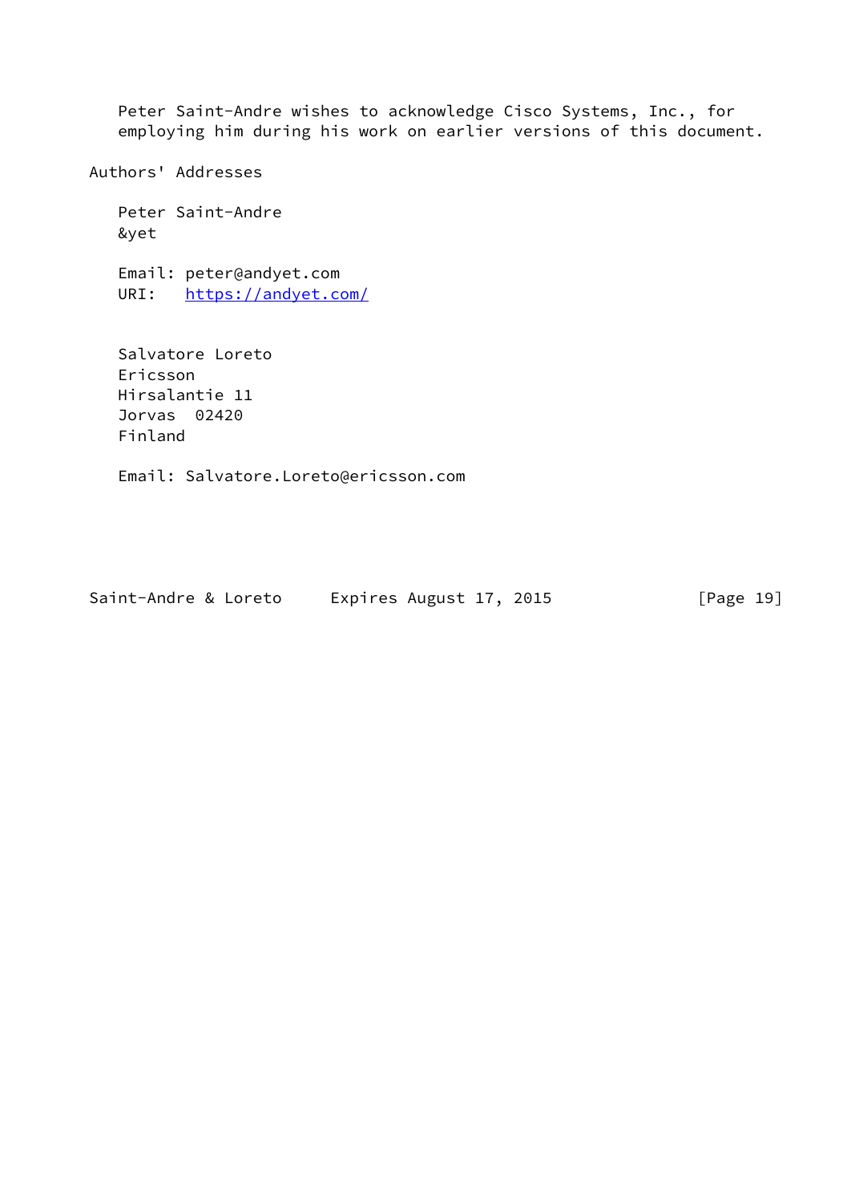Peter Saint-Andre wishes to acknowledge Cisco Systems, Inc., for employing him during his work on earlier versions of this document.

## Authors' Addresses

Peter Saint-Andre
&yet

Email: peter@andyet.com
URI: https://andyet.com/

Salvatore Loreto
Ericsson
Hirsalantie 11
Jorvas 02420
Finland

Email: Salvatore.Loreto@ericsson.com